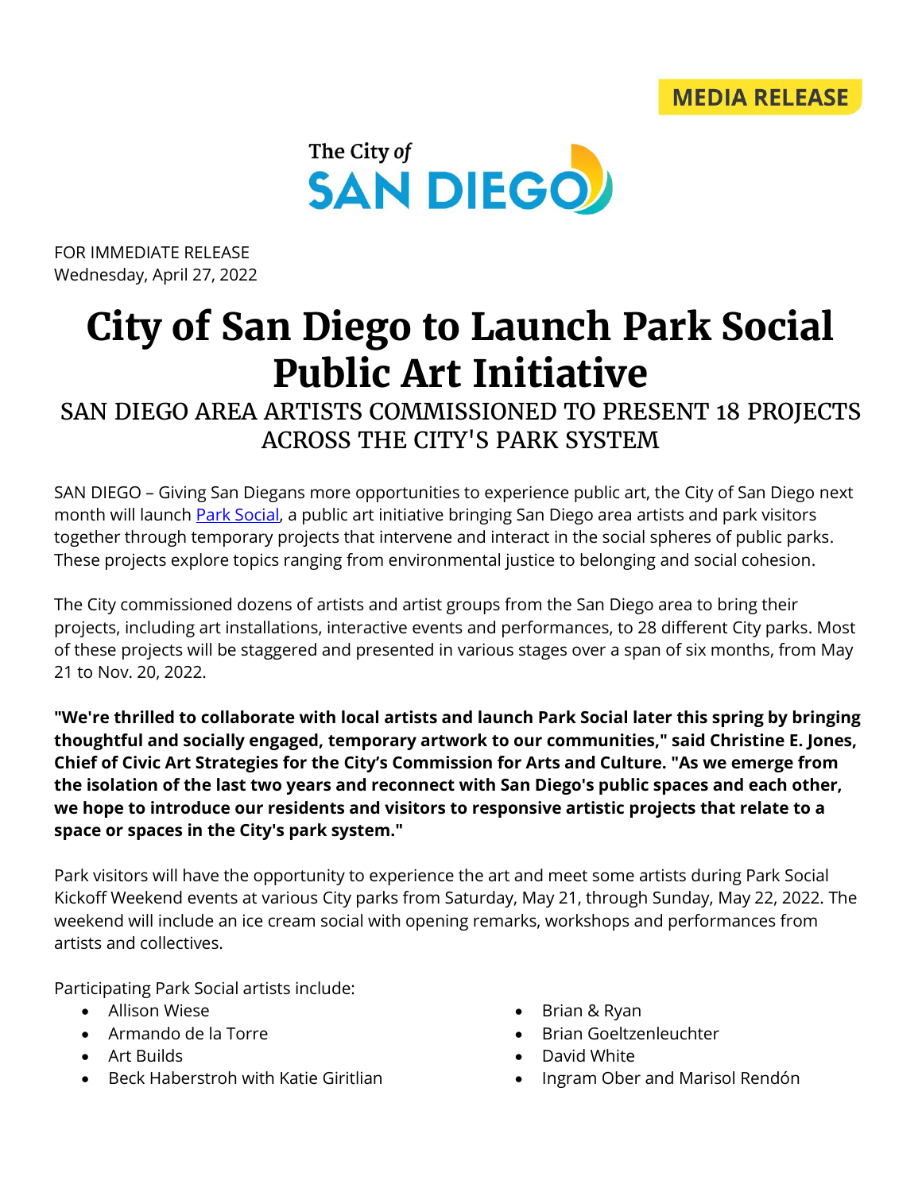MEDIA RELEASE

The City of SAN DIEGO

FOR IMMEDIATE RELEASE
Wednesday, April 27, 2022

# City of San Diego to Launch Park Social Public Art Initiative

## SAN DIEGO AREA ARTISTS COMMISSIONED TO PRESENT 18 PROJECTS ACROSS THE CITY'S PARK SYSTEM

SAN DIEGO – Giving San Diegans more opportunities to experience public art, the City of San Diego next month will launch [Park Social](), a public art initiative bringing San Diego area artists and park visitors together through temporary projects that intervene and interact in the social spheres of public parks. These projects explore topics ranging from environmental justice to belonging and social cohesion.

The City commissioned dozens of artists and artist groups from the San Diego area to bring their projects, including art installations, interactive events and performances, to 28 different City parks. Most of these projects will be staggered and presented in various stages over a span of six months, from May 21 to Nov. 20, 2022.

**"We're thrilled to collaborate with local artists and launch Park Social later this spring by bringing thoughtful and socially engaged, temporary artwork to our communities," said Christine E. Jones, Chief of Civic Art Strategies for the City's Commission for Arts and Culture. "As we emerge from the isolation of the last two years and reconnect with San Diego's public spaces and each other, we hope to introduce our residents and visitors to responsive artistic projects that relate to a space or spaces in the City's park system."**

Park visitors will have the opportunity to experience the art and meet some artists during Park Social Kickoff Weekend events at various City parks from Saturday, May 21, through Sunday, May 22, 2022. The weekend will include an ice cream social with opening remarks, workshops and performances from artists and collectives.

Participating Park Social artists include:

- Allison Wiese
- Armando de la Torre
- Art Builds
- Beck Haberstroh with Katie Giritlian
- Brian & Ryan
- Brian Goeltzenleuchter
- David White
- Ingram Ober and Marisol Rendón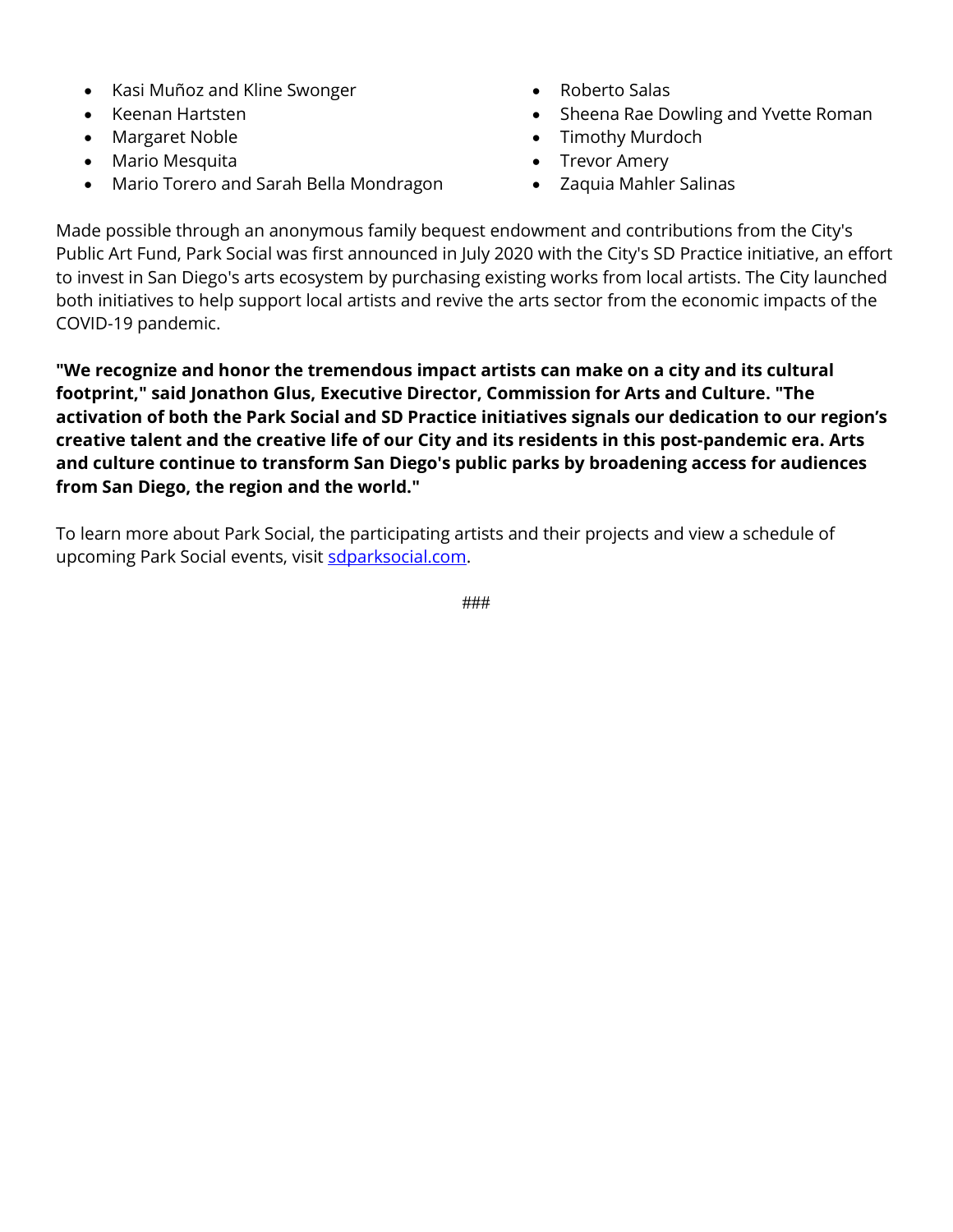- Kasi Muñoz and Kline Swonger
- Keenan Hartsten
- Margaret Noble
- Mario Mesquita
- Mario Torero and Sarah Bella Mondragon
- Roberto Salas
- Sheena Rae Dowling and Yvette Roman
- Timothy Murdoch
- Trevor Amery
- Zaquia Mahler Salinas

Made possible through an anonymous family bequest endowment and contributions from the City's Public Art Fund, Park Social was first announced in July 2020 with the City's SD Practice initiative, an effort to invest in San Diego's arts ecosystem by purchasing existing works from local artists. The City launched both initiatives to help support local artists and revive the arts sector from the economic impacts of the COVID-19 pandemic.

**"We recognize and honor the tremendous impact artists can make on a city and its cultural footprint," said Jonathon Glus, Executive Director, Commission for Arts and Culture. "The activation of both the Park Social and SD Practice initiatives signals our dedication to our region's creative talent and the creative life of our City and its residents in this post-pandemic era. Arts and culture continue to transform San Diego's public parks by broadening access for audiences from San Diego, the region and the world."**

To learn more about Park Social, the participating artists and their projects and view a schedule of upcoming Park Social events, visit [sdparksocial.com](sdparksocial.com).

###